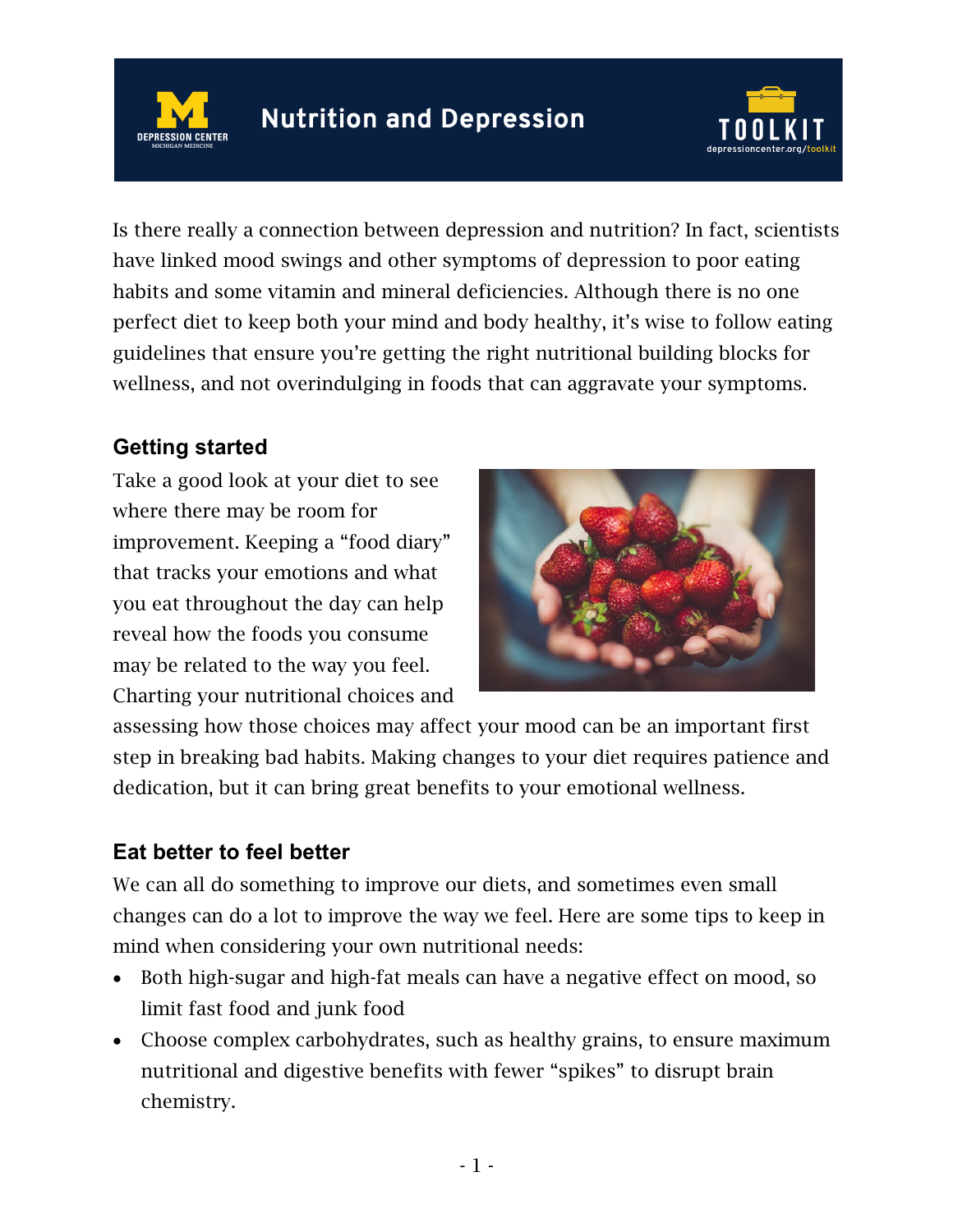# Nutrition and Depression

Is there really a connection between depression and nutrition? In fact, scientists have linked mood swings and other symptoms of depression to poor eating habits and some vitamin and mineral deficiencies. Although there is no one perfect diet to keep both your mind and body healthy, it's wise to follow eating guidelines that ensure you're getting the right nutritional building blocks for wellness, and not overindulging in foods that can aggravate your symptoms.

## Getting started

Take a good look at your diet to see where there may be room for improvement. Keeping a "food diary" that tracks your emotions and what you eat throughout the day can help reveal how the foods you consume may be related to the way you feel. Charting your nutritional choices and assessing how those choices may affect your mood can be an important first step in breaking bad habits. Making changes to your diet requires patience and dedication, but it can bring great benefits to your emotional wellness.

## Eat better to feel better

We can all do something to improve our diets, and sometimes even small changes can do a lot to improve the way we feel. Here are some tips to keep in mind when considering your own nutritional needs:

- Both high-sugar and high-fat meals can have a negative effect on mood, so limit fast food and junk food
- Choose complex carbohydrates, such as healthy grains, to ensure maximum nutritional and digestive benefits with fewer "spikes" to disrupt brain chemistry.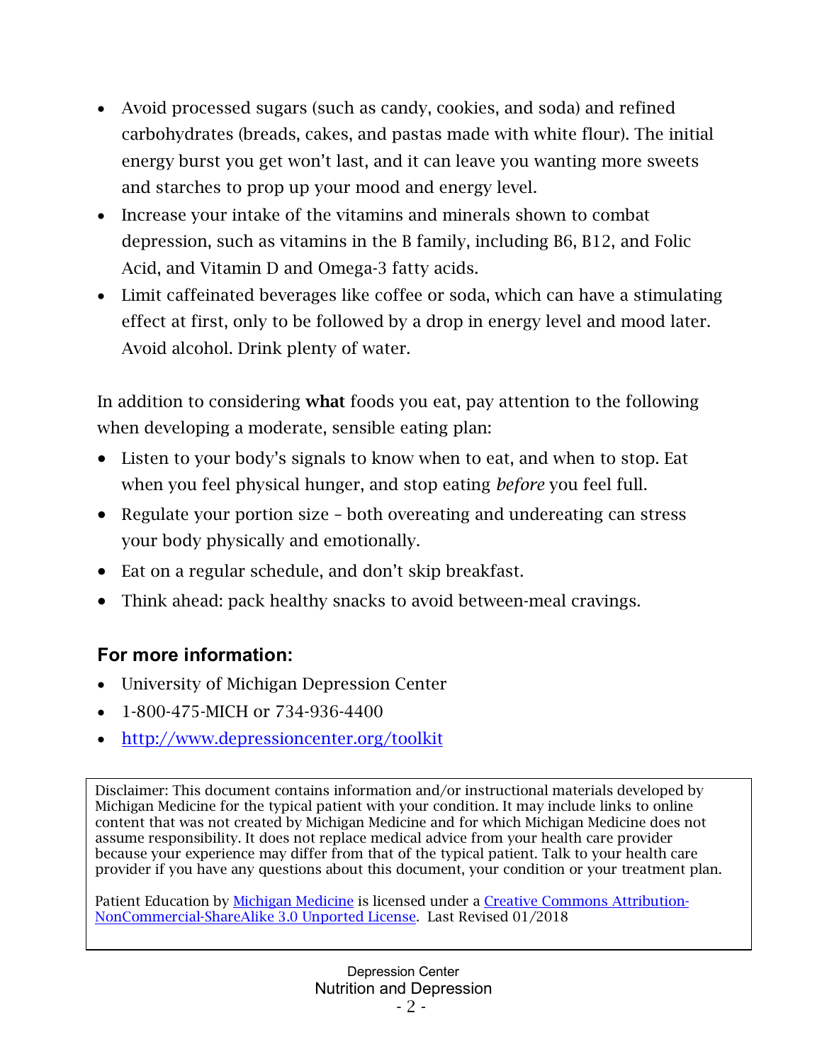- Avoid processed sugars (such as candy, cookies, and soda) and refined carbohydrates (breads, cakes, and pastas made with white flour). The initial energy burst you get won't last, and it can leave you wanting more sweets and starches to prop up your mood and energy level.
- Increase your intake of the vitamins and minerals shown to combat depression, such as vitamins in the B family, including B6, B12, and Folic Acid, and Vitamin D and Omega-3 fatty acids.
- Limit caffeinated beverages like coffee or soda, which can have a stimulating effect at first, only to be followed by a drop in energy level and mood later. Avoid alcohol. Drink plenty of water.

In addition to considering **what** foods you eat, pay attention to the following when developing a moderate, sensible eating plan:

- Listen to your body's signals to know when to eat, and when to stop. Eat when you feel physical hunger, and stop eating *before* you feel full.
- Regulate your portion size – both overeating and undereating can stress your body physically and emotionally.
- Eat on a regular schedule, and don't skip breakfast.
- Think ahead: pack healthy snacks to avoid between-meal cravings.

## For more information:

- University of Michigan Depression Center
- 1-800-475-MICH or 734-936-4400
- [http://www.depressioncenter.org/toolkit](http://www.depressioncenter.org/toolkit)

Disclaimer: This document contains information and/or instructional materials developed by Michigan Medicine for the typical patient with your condition. It may include links to online content that was not created by Michigan Medicine and for which Michigan Medicine does not assume responsibility. It does not replace medical advice from your health care provider because your experience may differ from that of the typical patient. Talk to your health care provider if you have any questions about this document, your condition or your treatment plan.

Patient Education by Michigan Medicine is licensed under a Creative Commons Attribution-NonCommercial-ShareAlike 3.0 Unported License. Last Revised 01/2018